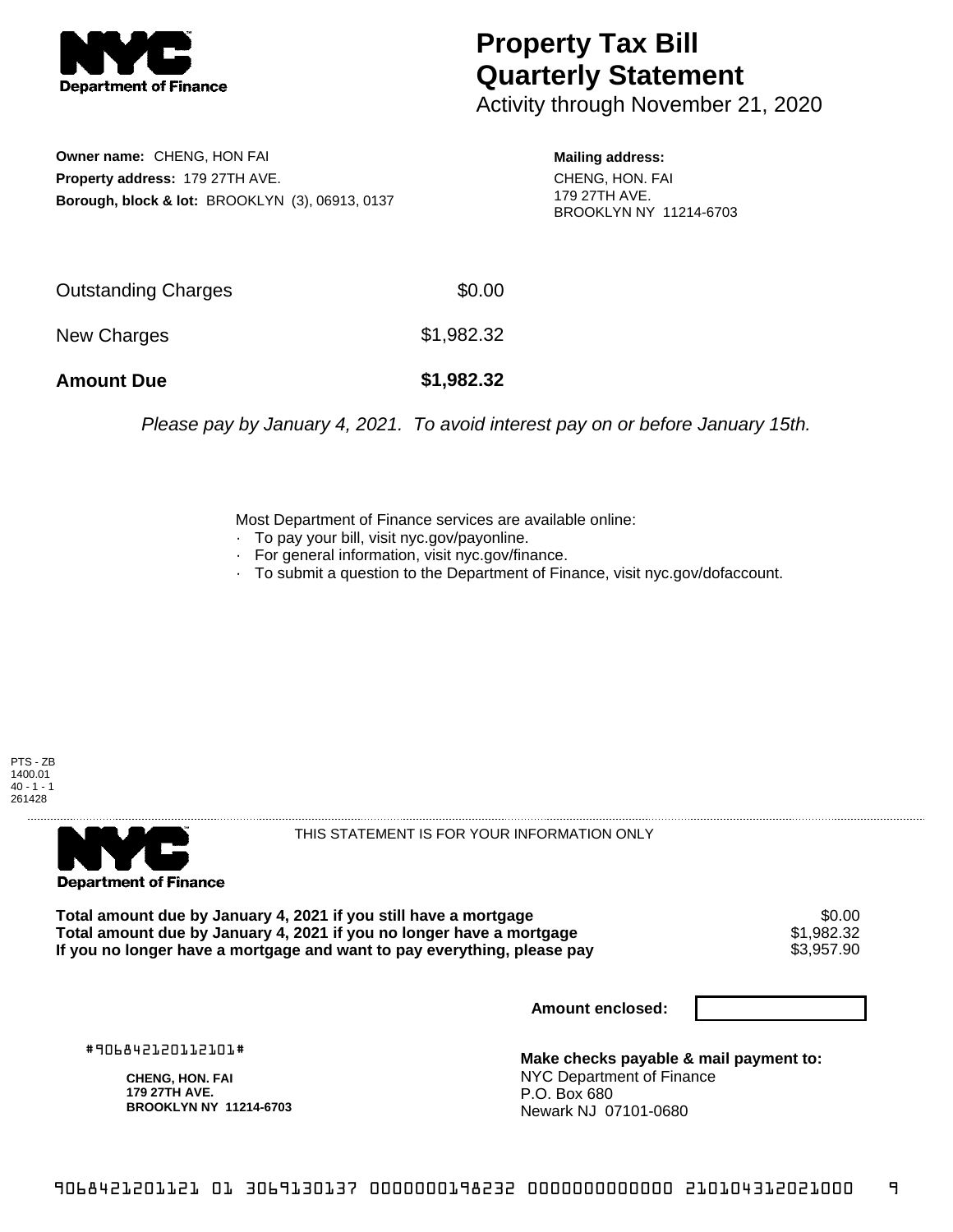NYC Department of Finance

# Property Tax Bill Quarterly Statement

Activity through November 21, 2020

**Owner name:** CHENG, HON FAI
**Property address:** 179 27TH AVE.
**Borough, block & lot:** BROOKLYN (3), 06913, 0137

**Mailing address:**
CHENG, HON. FAI
179 27TH AVE.
BROOKLYN NY 11214-6703

| | |
|---|---|
| Outstanding Charges | $0.00 |
| New Charges | $1,982.32 |
| **Amount Due** | **$1,982.32** |

*Please pay by January 4, 2021. To avoid interest pay on or before January 15th.*

Most Department of Finance services are available online:
- To pay your bill, visit nyc.gov/payonline.
- For general information, visit nyc.gov/finance.
- To submit a question to the Department of Finance, visit nyc.gov/dofaccount.

PTS - ZB
1400.01
40 - 1 - 1
261428

NYC Department of Finance

THIS STATEMENT IS FOR YOUR INFORMATION ONLY

| | |
|---|---|
| **Total amount due by January 4, 2021 if you still have a mortgage** | $0.00 |
| **Total amount due by January 4, 2021 if you no longer have a mortgage** | $1,982.32 |
| **If you no longer have a mortgage and want to pay everything, please pay** | $3,957.90 |

**Amount enclosed:**

#906842120112101#

**CHENG, HON. FAI**
**179 27TH AVE.**
**BROOKLYN NY 11214-6703**

**Make checks payable & mail payment to:**
NYC Department of Finance
P.O. Box 680
Newark NJ 07101-0680

906842120112101 01 3069130137 0000000198232 0000000000000 210104312021000 9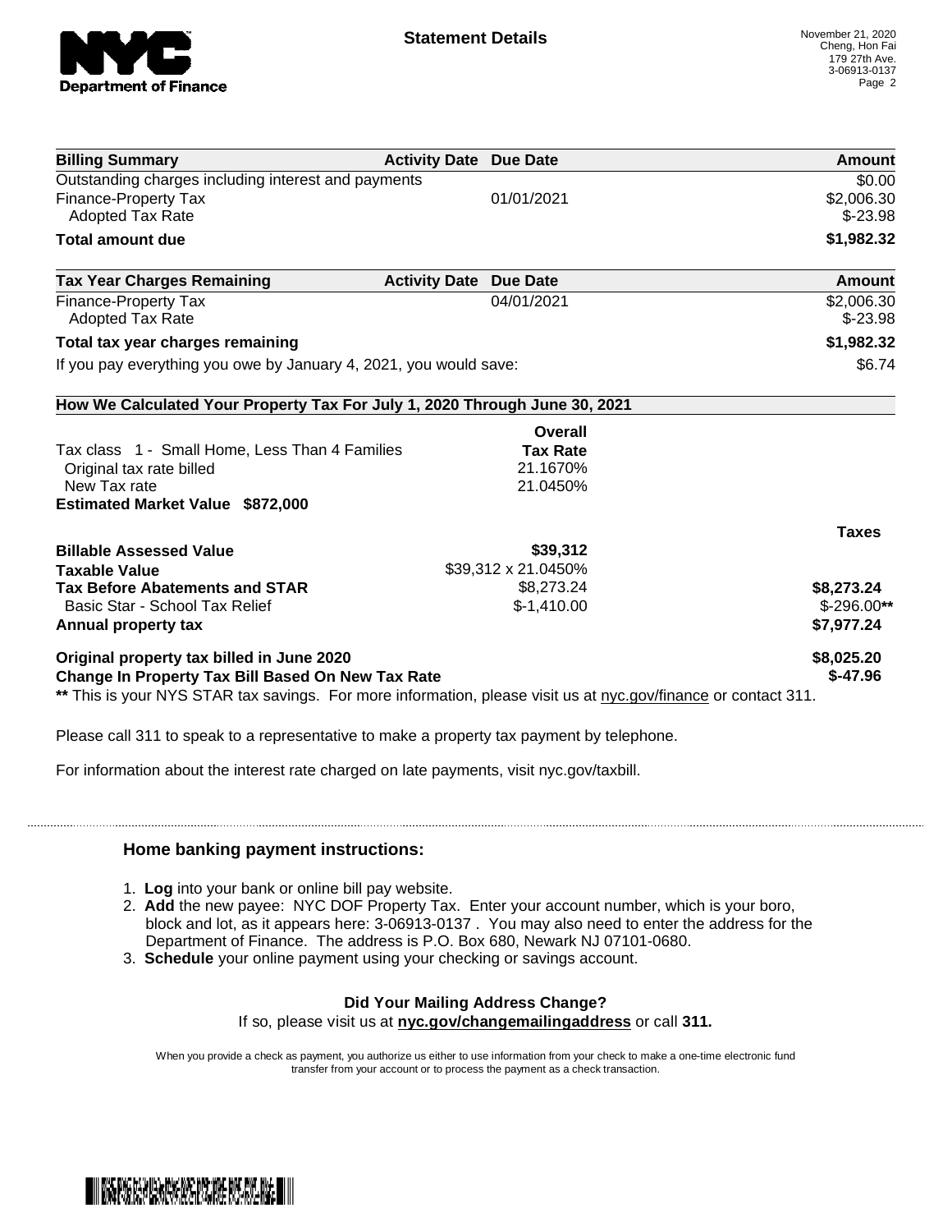# Statement Details

November 21, 2020
Cheng, Hon Fai
179 27th Ave.
3-06913-0137

| Billing Summary | Activity Date | Due Date | Amount |
|---|---|---|---|
| Outstanding charges including interest and payments | | | $0.00 |
| Finance-Property Tax | | 01/01/2021 | $2,006.30 |
| Adopted Tax Rate | | | $-23.98 |
| **Total amount due** | | | **$1,982.32** |

| Tax Year Charges Remaining | Activity Date | Due Date | Amount |
|---|---|---|---|
| Finance-Property Tax | | 04/01/2021 | $2,006.30 |
| Adopted Tax Rate | | | $-23.98 |
| **Total tax year charges remaining** | | | **$1,982.32** |
| If you pay everything you owe by January 4, 2021, you would save: | | | $6.74 |

**How We Calculated Your Property Tax For July 1, 2020 Through June 30, 2021**

| | Overall Tax Rate | Taxes |
|---|---|---|
| Tax class 1 - Small Home, Less Than 4 Families | | |
| Original tax rate billed | 21.1670% | |
| New Tax rate | 21.0450% | |
| **Estimated Market Value $872,000** | | |
| **Billable Assessed Value** | **$39,312** | |
| **Taxable Value** | $39,312 x 21.0450% | |
| **Tax Before Abatements and STAR** | $8,273.24 | **$8,273.24** |
| Basic Star - School Tax Relief | $-1,410.00 | $-296.00** |
| **Annual property tax** | | **$7,977.24** |
| **Original property tax billed in June 2020** | | **$8,025.20** |
| **Change In Property Tax Bill Based On New Tax Rate** | | **$-47.96** |

** This is your NYS STAR tax savings. For more information, please visit us at nyc.gov/finance or contact 311.

Please call 311 to speak to a representative to make a property tax payment by telephone.

For information about the interest rate charged on late payments, visit nyc.gov/taxbill.

## Home banking payment instructions:

1. **Log** into your bank or online bill pay website.
2. **Add** the new payee: NYC DOF Property Tax. Enter your account number, which is your boro, block and lot, as it appears here: 3-06913-0137 . You may also need to enter the address for the Department of Finance. The address is P.O. Box 680, Newark NJ 07101-0680.
3. **Schedule** your online payment using your checking or savings account.

**Did Your Mailing Address Change?**

If so, please visit us at **nyc.gov/changemailingaddress** or call **311.**

When you provide a check as payment, you authorize us either to use information from your check to make a one-time electronic fund transfer from your account or to process the payment as a check transaction.